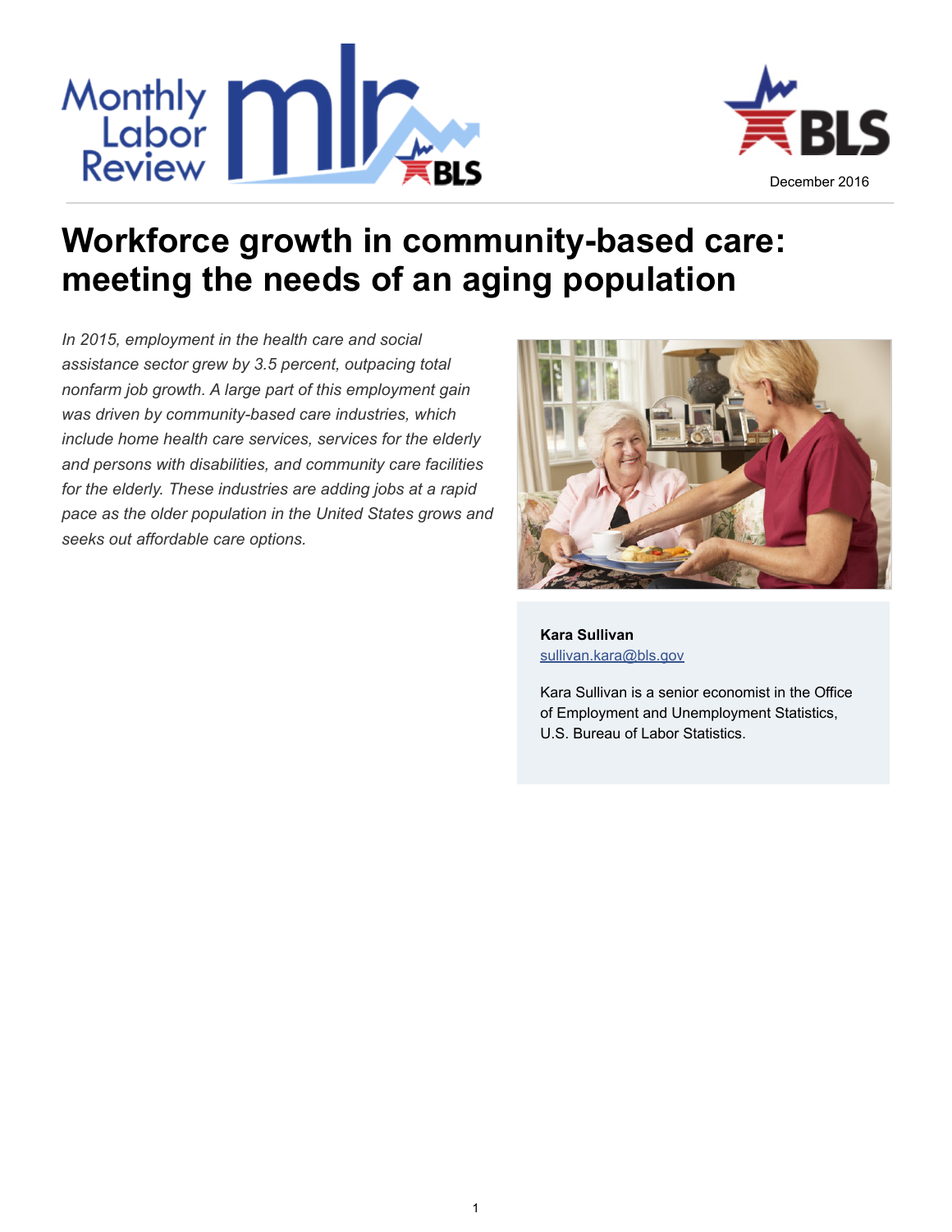December 2016

# Workforce growth in community-based care: meeting the needs of an aging population

*In 2015, employment in the health care and social assistance sector grew by 3.5 percent, outpacing total nonfarm job growth. A large part of this employment gain was driven by community-based care industries, which include home health care services, services for the elderly and persons with disabilities, and community care facilities for the elderly. These industries are adding jobs at a rapid pace as the older population in the United States grows and seeks out affordable care options.*

**Kara Sullivan**
sullivan.kara@bls.gov

Kara Sullivan is a senior economist in the Office of Employment and Unemployment Statistics, U.S. Bureau of Labor Statistics.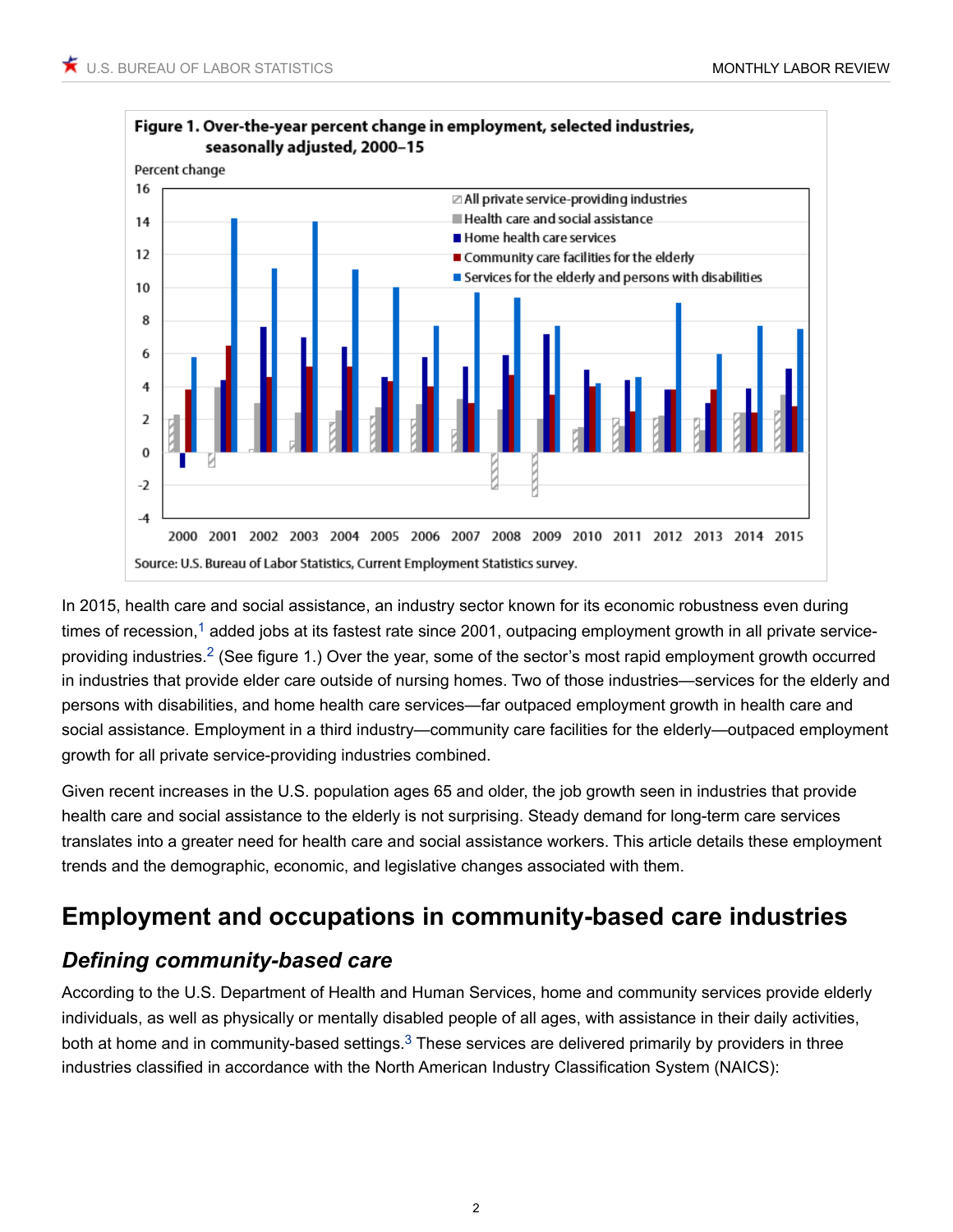**Figure 1. Over-the-year percent change in employment, selected industries, seasonally adjusted, 2000–15**

Percent change

16
14
12
10
8
6
4
2
0
-2
-4

All private service-providing industries
Health care and social assistance
Home health care services
Community care facilities for the elderly
Services for the elderly and persons with disabilities

2000 2001 2002 2003 2004 2005 2006 2007 2008 2009 2010 2011 2012 2013 2014 2015

Source: U.S. Bureau of Labor Statistics, Current Employment Statistics survey.

In 2015, health care and social assistance, an industry sector known for its economic robustness even during times of recession,[1] added jobs at its fastest rate since 2001, outpacing employment growth in all private service-providing industries.[2] (See figure 1.) Over the year, some of the sector's most rapid employment growth occurred in industries that provide elder care outside of nursing homes. Two of those industries—services for the elderly and persons with disabilities, and home health care services—far outpaced employment growth in health care and social assistance. Employment in a third industry—community care facilities for the elderly—outpaced employment growth for all private service-providing industries combined.

Given recent increases in the U.S. population ages 65 and older, the job growth seen in industries that provide health care and social assistance to the elderly is not surprising. Steady demand for long-term care services translates into a greater need for health care and social assistance workers. This article details these employment trends and the demographic, economic, and legislative changes associated with them.

## Employment and occupations in community-based care industries

### *Defining community-based care*

According to the U.S. Department of Health and Human Services, home and community services provide elderly individuals, as well as physically or mentally disabled people of all ages, with assistance in their daily activities, both at home and in community-based settings.[3] These services are delivered primarily by providers in three industries classified in accordance with the North American Industry Classification System (NAICS):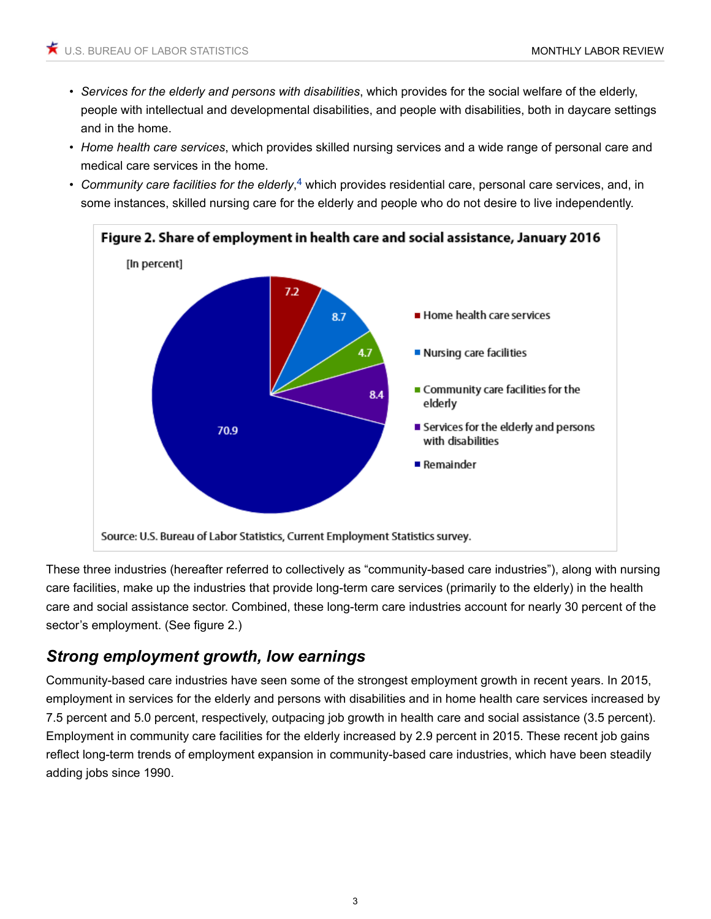- *Services for the elderly and persons with disabilities*, which provides for the social welfare of the elderly, people with intellectual and developmental disabilities, and people with disabilities, both in daycare settings and in the home.
- *Home health care services*, which provides skilled nursing services and a wide range of personal care and medical care services in the home.
- *Community care facilities for the elderly*,[4] which provides residential care, personal care services, and, in some instances, skilled nursing care for the elderly and people who do not desire to live independently.

**Figure 2. Share of employment in health care and social assistance, January 2016**

[In percent]

7.2
8.7
4.7
8.4
70.9

Home health care services
Nursing care facilities
Community care facilities for the elderly
Services for the elderly and persons with disabilities
Remainder

Source: U.S. Bureau of Labor Statistics, Current Employment Statistics survey.

These three industries (hereafter referred to collectively as "community-based care industries"), along with nursing care facilities, make up the industries that provide long-term care services (primarily to the elderly) in the health care and social assistance sector. Combined, these long-term care industries account for nearly 30 percent of the sector's employment. (See figure 2.)

## *Strong employment growth, low earnings*

Community-based care industries have seen some of the strongest employment growth in recent years. In 2015, employment in services for the elderly and persons with disabilities and in home health care services increased by 7.5 percent and 5.0 percent, respectively, outpacing job growth in health care and social assistance (3.5 percent). Employment in community care facilities for the elderly increased by 2.9 percent in 2015. These recent job gains reflect long-term trends of employment expansion in community-based care industries, which have been steadily adding jobs since 1990.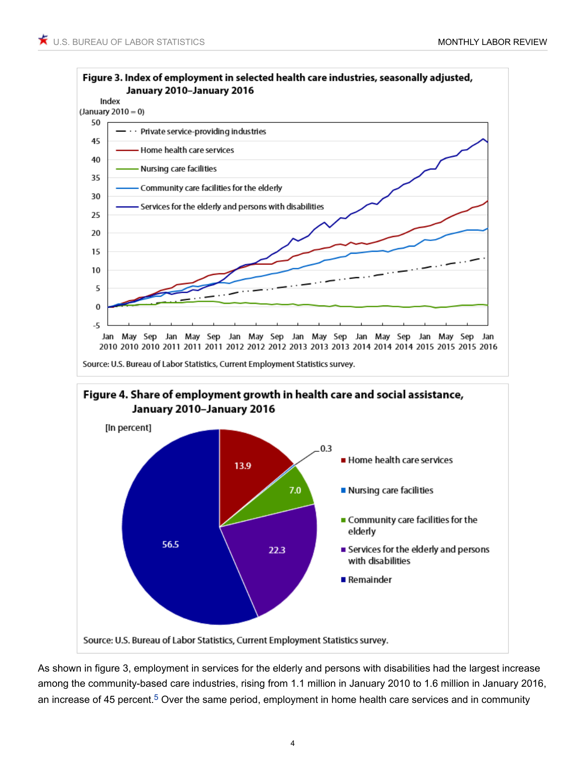**Figure 3. Index of employment in selected health care industries, seasonally adjusted, January 2010–January 2016**

Index
(January 2010 = 0)

50
45
40
35
30
25
20
15
10
5
0
-5

Private service-providing industries
Home health care services
Nursing care facilities
Community care facilities for the elderly
Services for the elderly and persons with disabilities

Jan 2010, May 2010, Sep 2010, Jan 2011, May 2011, Sep 2011, Jan 2012, May 2012, Sep 2012, Jan 2013, May 2013, Sep 2013, Jan 2014, May 2014, Sep 2014, Jan 2015, May 2015, Sep 2015, Jan 2016

Source: U.S. Bureau of Labor Statistics, Current Employment Statistics survey.

**Figure 4. Share of employment growth in health care and social assistance, January 2010–January 2016**

[In percent]

13.9
0.3
7.0
22.3
56.5

Home health care services
Nursing care facilities
Community care facilities for the elderly
Services for the elderly and persons with disabilities
Remainder

Source: U.S. Bureau of Labor Statistics, Current Employment Statistics survey.

As shown in figure 3, employment in services for the elderly and persons with disabilities had the largest increase among the community-based care industries, rising from 1.1 million in January 2010 to 1.6 million in January 2016, an increase of 45 percent.[5] Over the same period, employment in home health care services and in community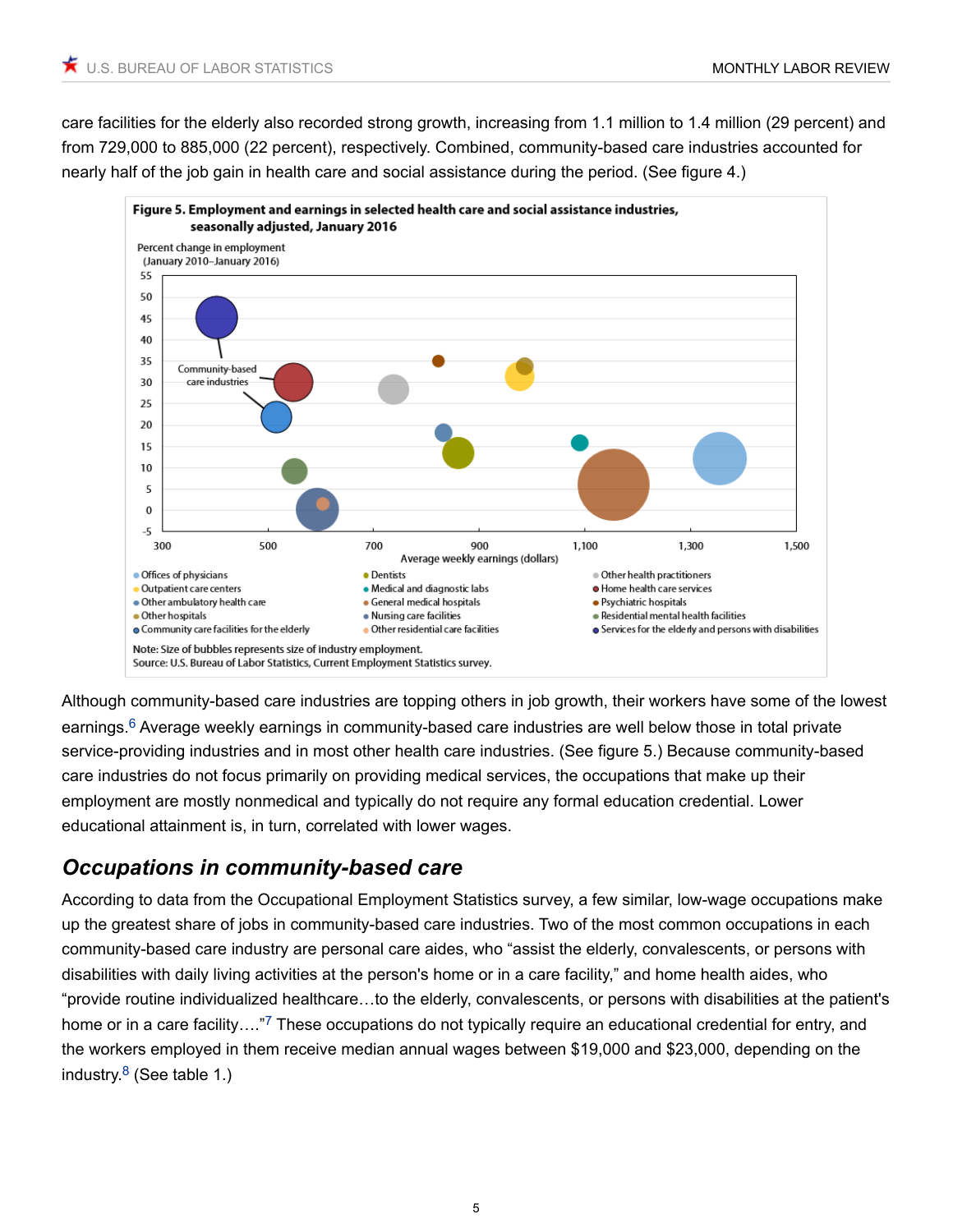care facilities for the elderly also recorded strong growth, increasing from 1.1 million to 1.4 million (29 percent) and from 729,000 to 885,000 (22 percent), respectively. Combined, community-based care industries accounted for nearly half of the job gain in health care and social assistance during the period. (See figure 4.)

**Figure 5. Employment and earnings in selected health care and social assistance industries, seasonally adjusted, January 2016**

Percent change in employment
(January 2010–January 2016)

55
50
45
40
35
30
25
20
15
10
5
0
-5

300
500
700
900
1,100
1,300
1,500

Average weekly earnings (dollars)

Community-based care industries

Offices of physicians
Outpatient care centers
Other ambulatory health care
Other hospitals
Community care facilities for the elderly
Dentists
Medical and diagnostic labs
General medical hospitals
Nursing care facilities
Other residential care facilities
Other health practitioners
Home health care services
Psychiatric hospitals
Residential mental health facilities
Services for the elderly and persons with disabilities

Note: Size of bubbles represents size of industry employment.
Source: U.S. Bureau of Labor Statistics, Current Employment Statistics survey.

Although community-based care industries are topping others in job growth, their workers have some of the lowest earnings.[6] Average weekly earnings in community-based care industries are well below those in total private service-providing industries and in most other health care industries. (See figure 5.) Because community-based care industries do not focus primarily on providing medical services, the occupations that make up their employment are mostly nonmedical and typically do not require any formal education credential. Lower educational attainment is, in turn, correlated with lower wages.

## *Occupations in community-based care*

According to data from the Occupational Employment Statistics survey, a few similar, low-wage occupations make up the greatest share of jobs in community-based care industries. Two of the most common occupations in each community-based care industry are personal care aides, who "assist the elderly, convalescents, or persons with disabilities with daily living activities at the person's home or in a care facility," and home health aides, who "provide routine individualized healthcare…to the elderly, convalescents, or persons with disabilities at the patient's home or in a care facility…."[7] These occupations do not typically require an educational credential for entry, and the workers employed in them receive median annual wages between $19,000 and $23,000, depending on the industry.[8] (See table 1.)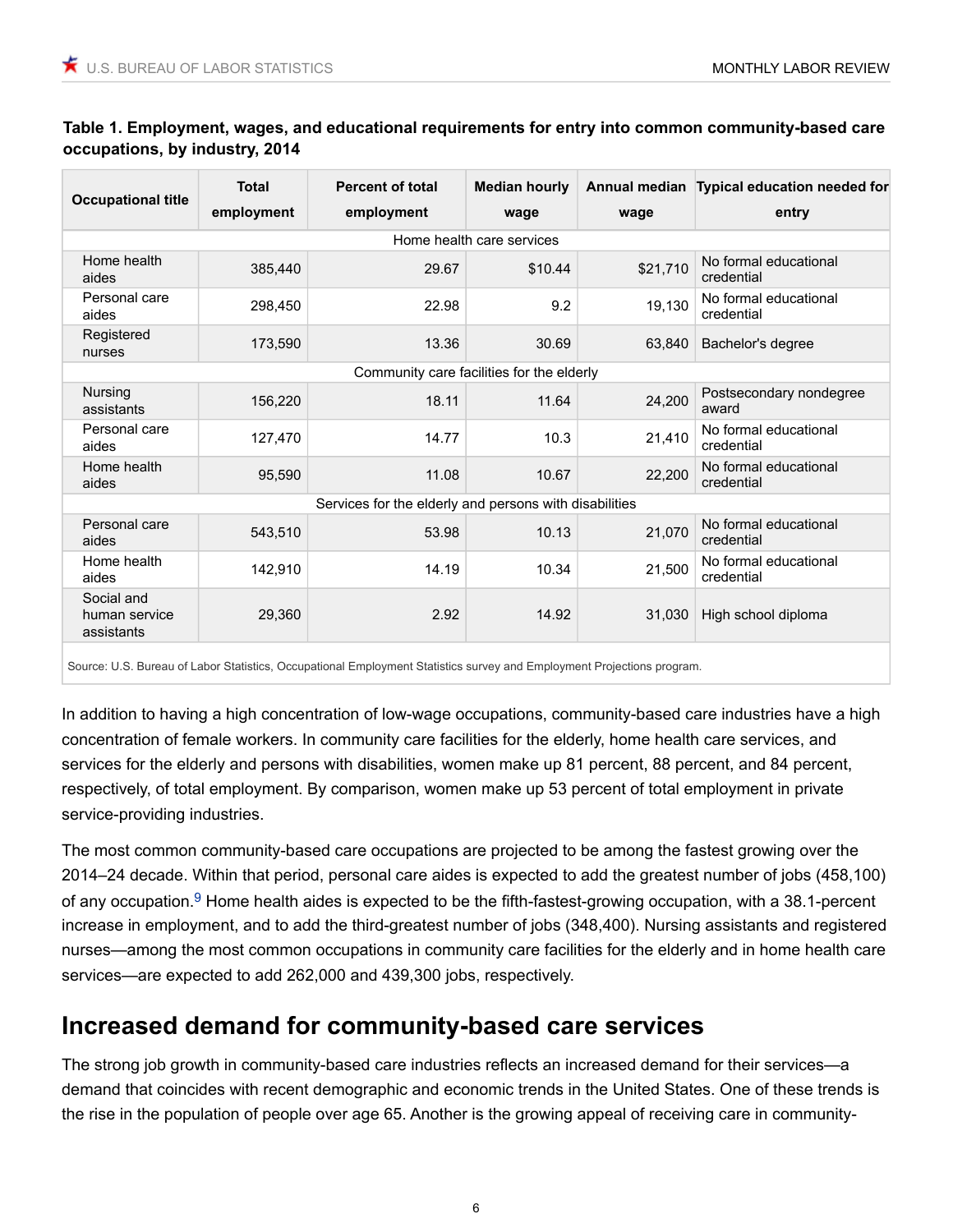**Table 1. Employment, wages, and educational requirements for entry into common community-based care occupations, by industry, 2014**

| Occupational title | Total employment | Percent of total employment | Median hourly wage | Annual median wage | Typical education needed for entry |
|---|---|---|---|---|---|
| Home health care services | | | | | |
| Home health aides | 385,440 | 29.67 | $10.44 | $21,710 | No formal educational credential |
| Personal care aides | 298,450 | 22.98 | 9.2 | 19,130 | No formal educational credential |
| Registered nurses | 173,590 | 13.36 | 30.69 | 63,840 | Bachelor's degree |
| Community care facilities for the elderly | | | | | |
| Nursing assistants | 156,220 | 18.11 | 11.64 | 24,200 | Postsecondary nondegree award |
| Personal care aides | 127,470 | 14.77 | 10.3 | 21,410 | No formal educational credential |
| Home health aides | 95,590 | 11.08 | 10.67 | 22,200 | No formal educational credential |
| Services for the elderly and persons with disabilities | | | | | |
| Personal care aides | 543,510 | 53.98 | 10.13 | 21,070 | No formal educational credential |
| Home health aides | 142,910 | 14.19 | 10.34 | 21,500 | No formal educational credential |
| Social and human service assistants | 29,360 | 2.92 | 14.92 | 31,030 | High school diploma |

Source: U.S. Bureau of Labor Statistics, Occupational Employment Statistics survey and Employment Projections program.

In addition to having a high concentration of low-wage occupations, community-based care industries have a high concentration of female workers. In community care facilities for the elderly, home health care services, and services for the elderly and persons with disabilities, women make up 81 percent, 88 percent, and 84 percent, respectively, of total employment. By comparison, women make up 53 percent of total employment in private service-providing industries.

The most common community-based care occupations are projected to be among the fastest growing over the 2014–24 decade. Within that period, personal care aides is expected to add the greatest number of jobs (458,100) of any occupation.[9] Home health aides is expected to be the fifth-fastest-growing occupation, with a 38.1-percent increase in employment, and to add the third-greatest number of jobs (348,400). Nursing assistants and registered nurses—among the most common occupations in community care facilities for the elderly and in home health care services—are expected to add 262,000 and 439,300 jobs, respectively.

## Increased demand for community-based care services

The strong job growth in community-based care industries reflects an increased demand for their services—a demand that coincides with recent demographic and economic trends in the United States. One of these trends is the rise in the population of people over age 65. Another is the growing appeal of receiving care in community-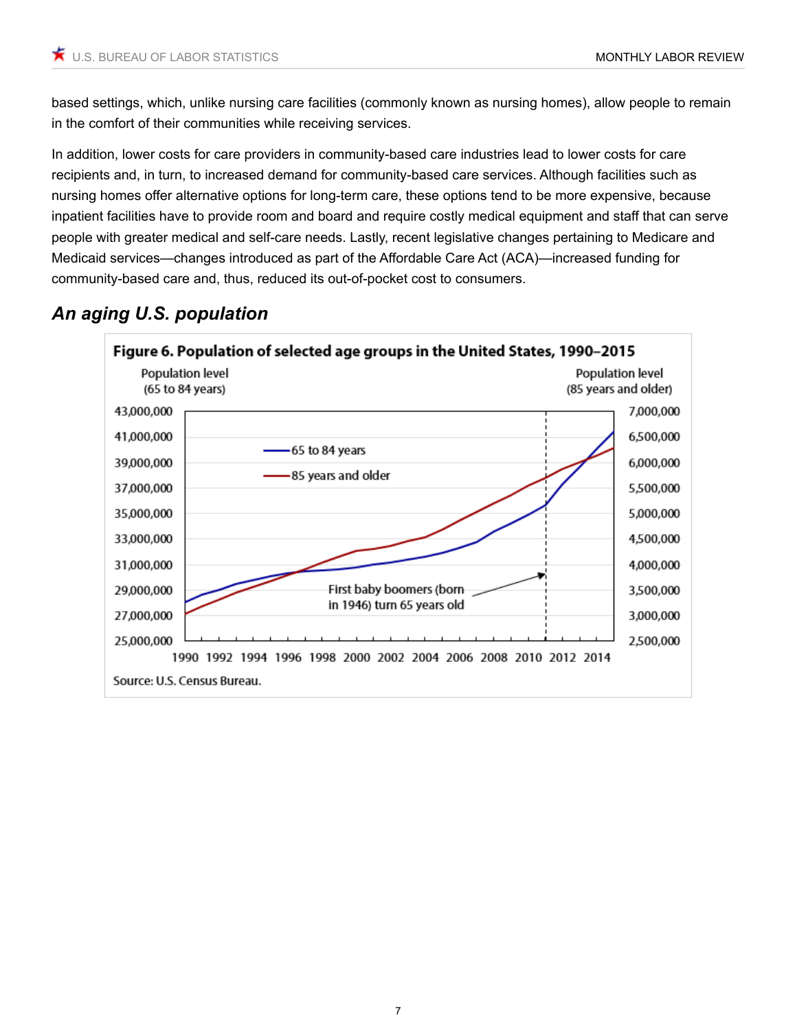based settings, which, unlike nursing care facilities (commonly known as nursing homes), allow people to remain in the comfort of their communities while receiving services.

In addition, lower costs for care providers in community-based care industries lead to lower costs for care recipients and, in turn, to increased demand for community-based care services. Although facilities such as nursing homes offer alternative options for long-term care, these options tend to be more expensive, because inpatient facilities have to provide room and board and require costly medical equipment and staff that can serve people with greater medical and self-care needs. Lastly, recent legislative changes pertaining to Medicare and Medicaid services—changes introduced as part of the Affordable Care Act (ACA)—increased funding for community-based care and, thus, reduced its out-of-pocket cost to consumers.

## *An aging U.S. population*

**Figure 6. Population of selected age groups in the United States, 1990–2015**

Population level (65 to 84 years) — Population level (85 years and older)

Legend: 65 to 84 years; 85 years and older

First baby boomers (born in 1946) turn 65 years old

Source: U.S. Census Bureau.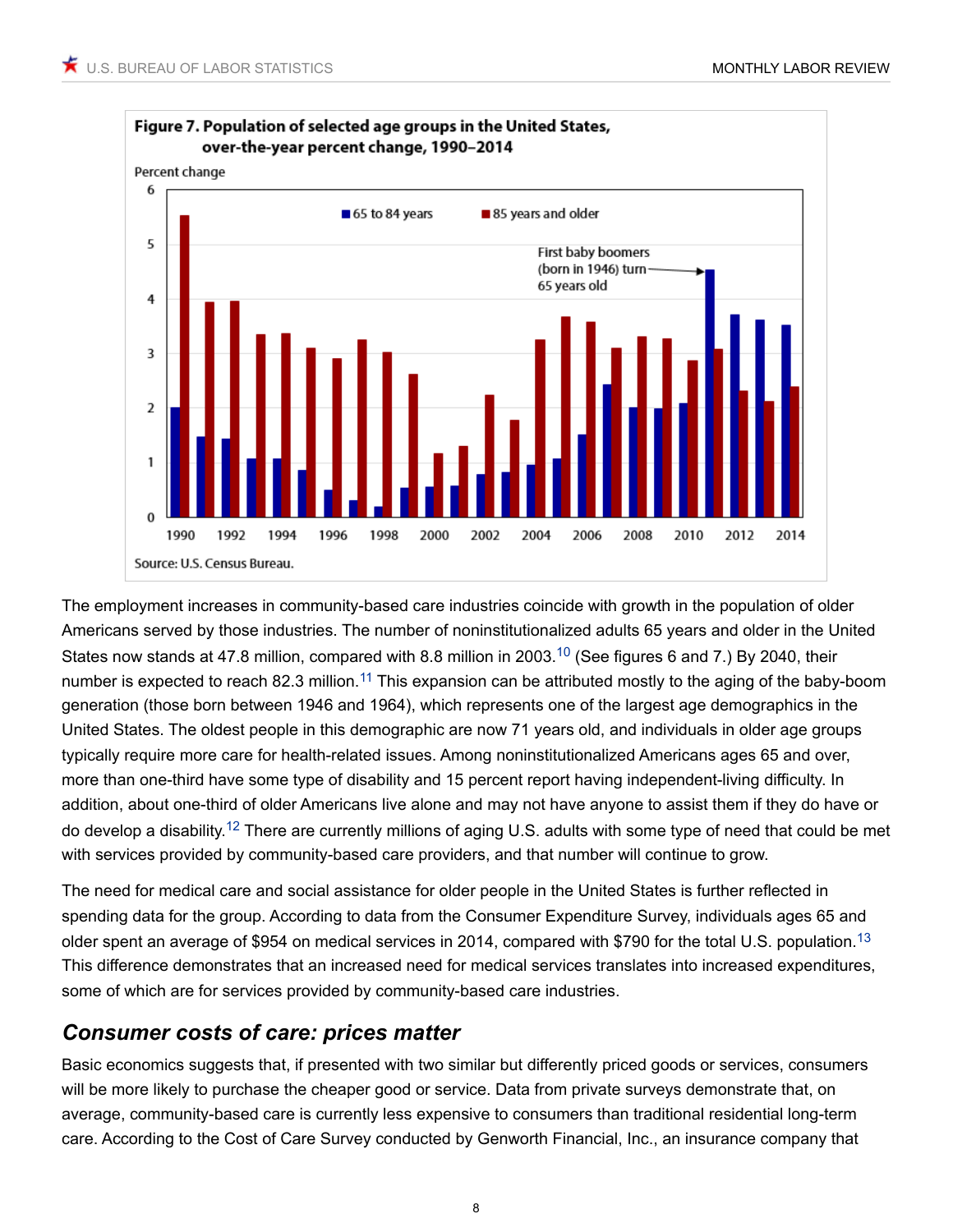**Figure 7. Population of selected age groups in the United States, over-the-year percent change, 1990–2014**

Percent change

6
5
4
3
2
1
0

1990 1992 1994 1996 1998 2000 2002 2004 2006 2008 2010 2012 2014

65 to 84 years
85 years and older

First baby boomers (born in 1946) turn 65 years old

Source: U.S. Census Bureau.

The employment increases in community-based care industries coincide with growth in the population of older Americans served by those industries. The number of noninstitutionalized adults 65 years and older in the United States now stands at 47.8 million, compared with 8.8 million in 2003.[10] (See figures 6 and 7.) By 2040, their number is expected to reach 82.3 million.[11] This expansion can be attributed mostly to the aging of the baby-boom generation (those born between 1946 and 1964), which represents one of the largest age demographics in the United States. The oldest people in this demographic are now 71 years old, and individuals in older age groups typically require more care for health-related issues. Among noninstitutionalized Americans ages 65 and over, more than one-third have some type of disability and 15 percent report having independent-living difficulty. In addition, about one-third of older Americans live alone and may not have anyone to assist them if they do have or do develop a disability.[12] There are currently millions of aging U.S. adults with some type of need that could be met with services provided by community-based care providers, and that number will continue to grow.

The need for medical care and social assistance for older people in the United States is further reflected in spending data for the group. According to data from the Consumer Expenditure Survey, individuals ages 65 and older spent an average of $954 on medical services in 2014, compared with $790 for the total U.S. population.[13] This difference demonstrates that an increased need for medical services translates into increased expenditures, some of which are for services provided by community-based care industries.

## *Consumer costs of care: prices matter*

Basic economics suggests that, if presented with two similar but differently priced goods or services, consumers will be more likely to purchase the cheaper good or service. Data from private surveys demonstrate that, on average, community-based care is currently less expensive to consumers than traditional residential long-term care. According to the Cost of Care Survey conducted by Genworth Financial, Inc., an insurance company that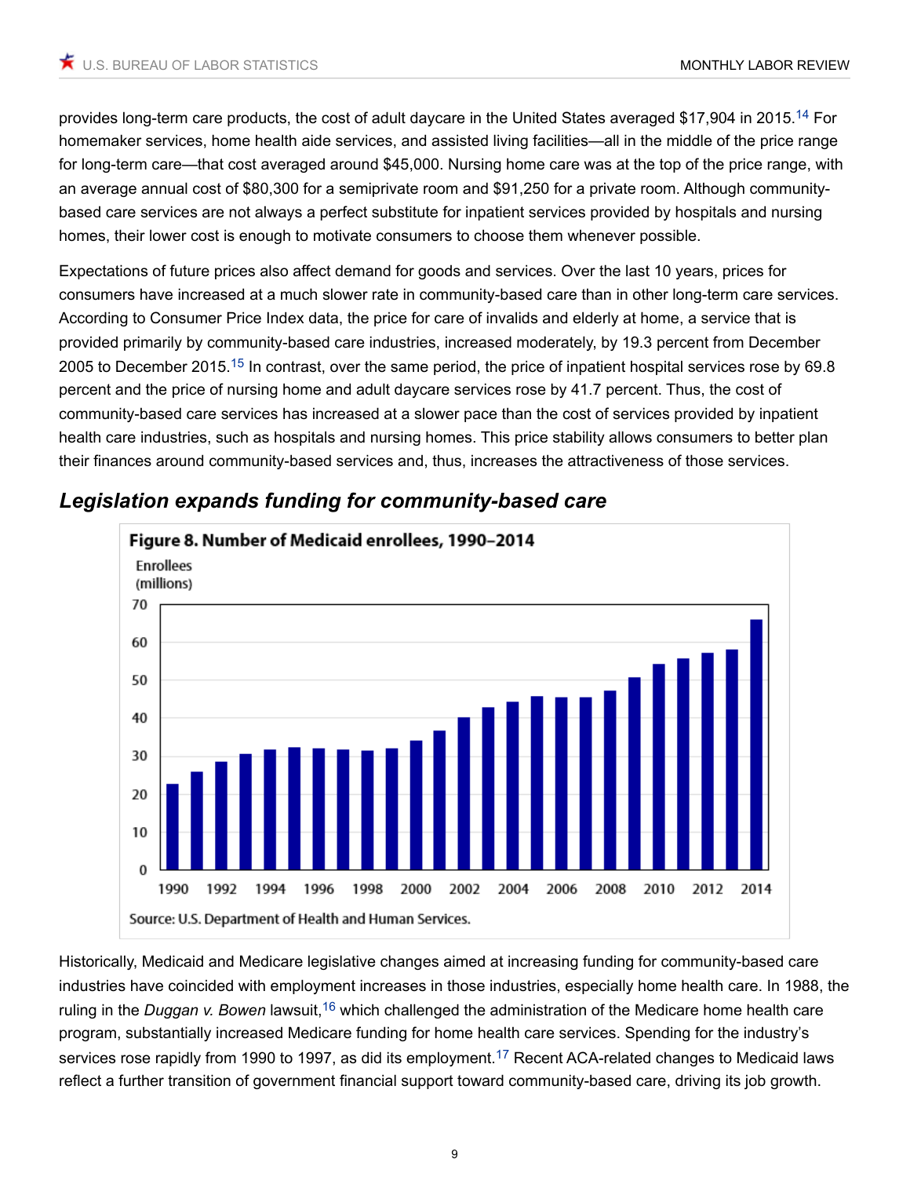provides long-term care products, the cost of adult daycare in the United States averaged $17,904 in 2015.[14] For homemaker services, home health aide services, and assisted living facilities—all in the middle of the price range for long-term care—that cost averaged around $45,000. Nursing home care was at the top of the price range, with an average annual cost of $80,300 for a semiprivate room and $91,250 for a private room. Although community-based care services are not always a perfect substitute for inpatient services provided by hospitals and nursing homes, their lower cost is enough to motivate consumers to choose them whenever possible.

Expectations of future prices also affect demand for goods and services. Over the last 10 years, prices for consumers have increased at a much slower rate in community-based care than in other long-term care services. According to Consumer Price Index data, the price for care of invalids and elderly at home, a service that is provided primarily by community-based care industries, increased moderately, by 19.3 percent from December 2005 to December 2015.[15] In contrast, over the same period, the price of inpatient hospital services rose by 69.8 percent and the price of nursing home and adult daycare services rose by 41.7 percent. Thus, the cost of community-based care services has increased at a slower pace than the cost of services provided by inpatient health care industries, such as hospitals and nursing homes. This price stability allows consumers to better plan their finances around community-based services and, thus, increases the attractiveness of those services.

## *Legislation expands funding for community-based care*

**Figure 8. Number of Medicaid enrollees, 1990–2014**

Enrollees (millions)

70
60
50
40
30
20
10
0

1990 1992 1994 1996 1998 2000 2002 2004 2006 2008 2010 2012 2014

Source: U.S. Department of Health and Human Services.

Historically, Medicaid and Medicare legislative changes aimed at increasing funding for community-based care industries have coincided with employment increases in those industries, especially home health care. In 1988, the ruling in the *Duggan v. Bowen* lawsuit,[16] which challenged the administration of the Medicare home health care program, substantially increased Medicare funding for home health care services. Spending for the industry's services rose rapidly from 1990 to 1997, as did its employment.[17] Recent ACA-related changes to Medicaid laws reflect a further transition of government financial support toward community-based care, driving its job growth.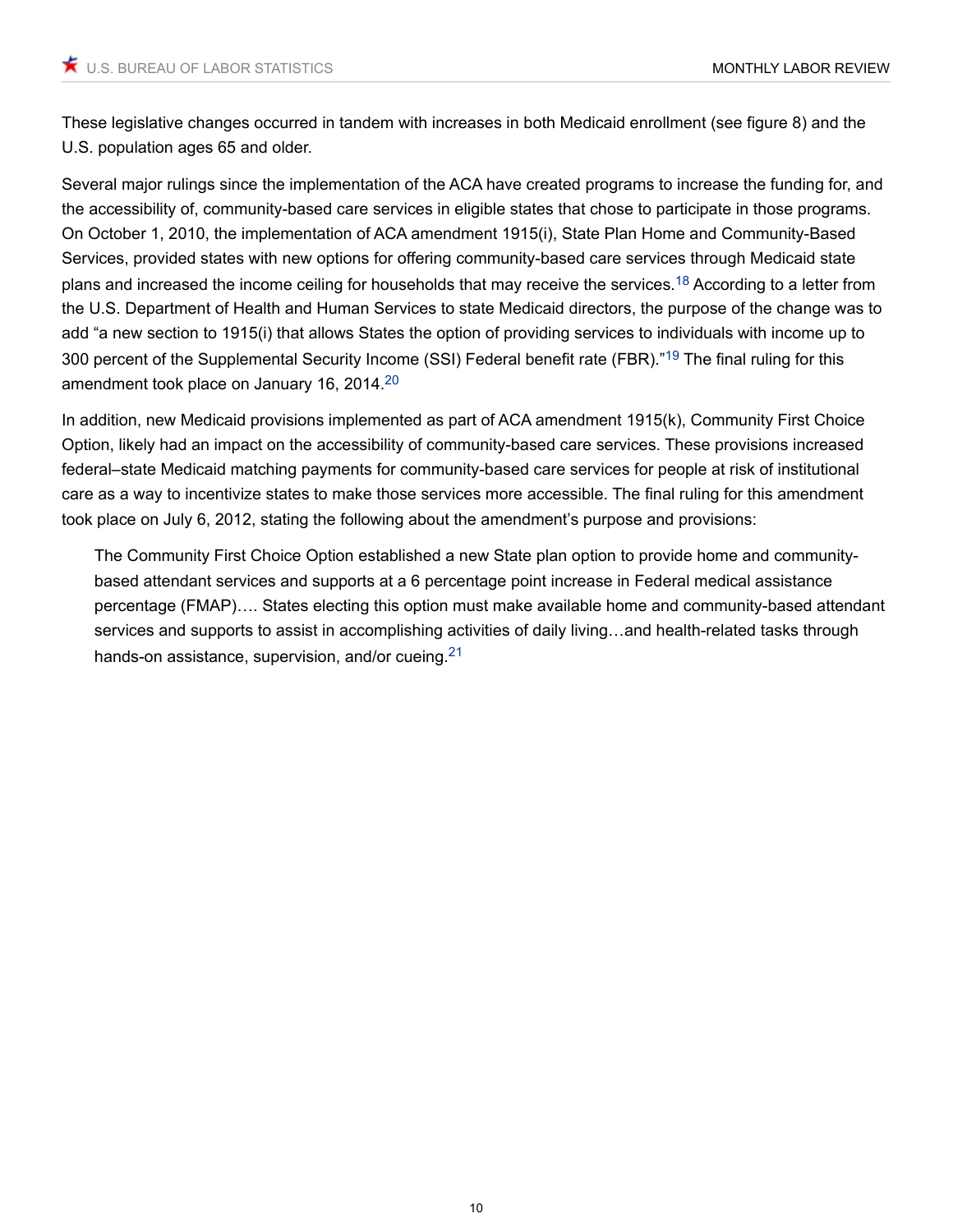These legislative changes occurred in tandem with increases in both Medicaid enrollment (see figure 8) and the U.S. population ages 65 and older.

Several major rulings since the implementation of the ACA have created programs to increase the funding for, and the accessibility of, community-based care services in eligible states that chose to participate in those programs. On October 1, 2010, the implementation of ACA amendment 1915(i), State Plan Home and Community-Based Services, provided states with new options for offering community-based care services through Medicaid state plans and increased the income ceiling for households that may receive the services.[18] According to a letter from the U.S. Department of Health and Human Services to state Medicaid directors, the purpose of the change was to add "a new section to 1915(i) that allows States the option of providing services to individuals with income up to 300 percent of the Supplemental Security Income (SSI) Federal benefit rate (FBR)."[19] The final ruling for this amendment took place on January 16, 2014.[20]

In addition, new Medicaid provisions implemented as part of ACA amendment 1915(k), Community First Choice Option, likely had an impact on the accessibility of community-based care services. These provisions increased federal–state Medicaid matching payments for community-based care services for people at risk of institutional care as a way to incentivize states to make those services more accessible. The final ruling for this amendment took place on July 6, 2012, stating the following about the amendment's purpose and provisions:

> The Community First Choice Option established a new State plan option to provide home and community-based attendant services and supports at a 6 percentage point increase in Federal medical assistance percentage (FMAP)…. States electing this option must make available home and community-based attendant services and supports to assist in accomplishing activities of daily living…and health-related tasks through hands-on assistance, supervision, and/or cueing.[21]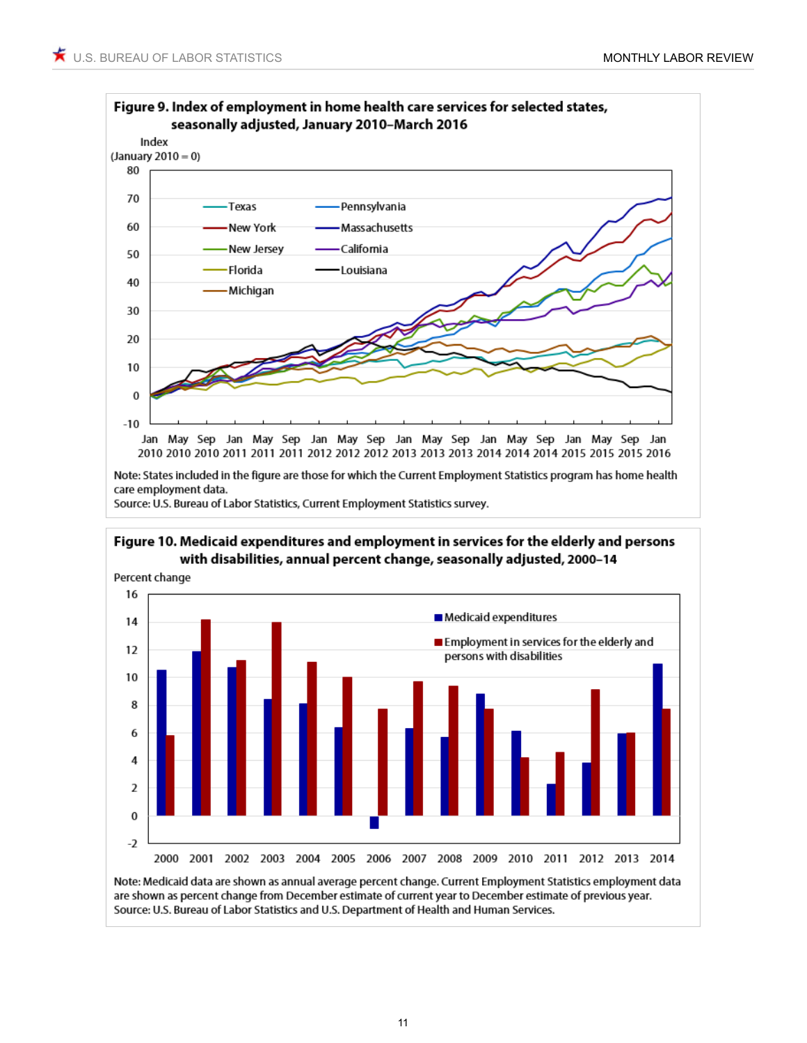**Figure 9. Index of employment in home health care services for selected states, seasonally adjusted, January 2010–March 2016**

Index
(January 2010 = 0)

80
70
60
50
40
30
20
10
0
-10

Texas
Pennsylvania
New York
Massachusetts
New Jersey
California
Florida
Louisiana
Michigan

Jan 2010 May 2010 Sep 2010 Jan 2011 May 2011 Sep 2011 Jan 2012 May 2012 Sep 2012 Jan 2013 May 2013 Sep 2013 Jan 2014 May 2014 Sep 2014 Jan 2015 May 2015 Sep 2015 Jan 2016

Note: States included in the figure are those for which the Current Employment Statistics program has home health care employment data.
Source: U.S. Bureau of Labor Statistics, Current Employment Statistics survey.

**Figure 10. Medicaid expenditures and employment in services for the elderly and persons with disabilities, annual percent change, seasonally adjusted, 2000–14**

Percent change

16
14
12
10
8
6
4
2
0
-2

Medicaid expenditures
Employment in services for the elderly and persons with disabilities

2000 2001 2002 2003 2004 2005 2006 2007 2008 2009 2010 2011 2012 2013 2014

Note: Medicaid data are shown as annual average percent change. Current Employment Statistics employment data are shown as percent change from December estimate of current year to December estimate of previous year.
Source: U.S. Bureau of Labor Statistics and U.S. Department of Health and Human Services.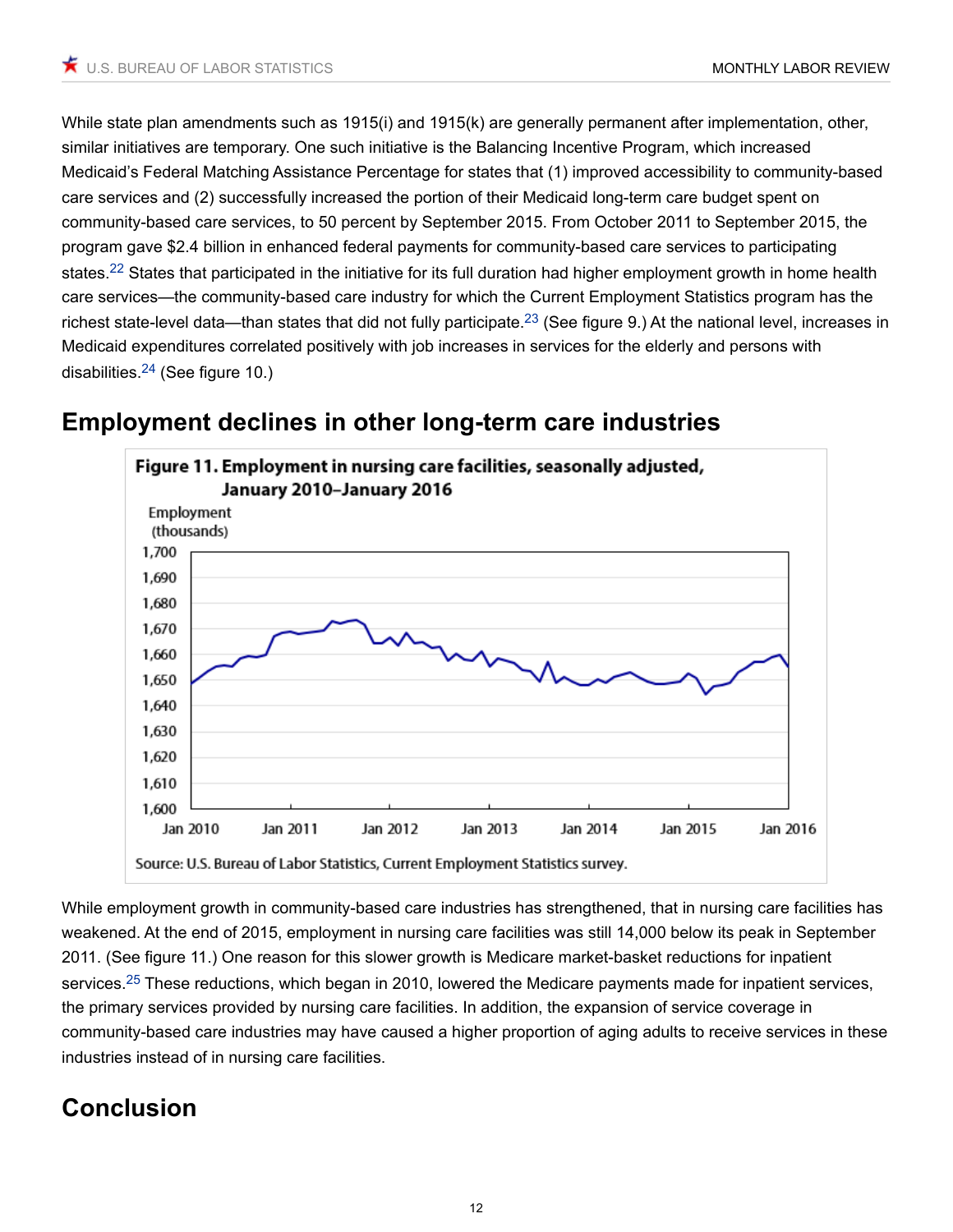While state plan amendments such as 1915(i) and 1915(k) are generally permanent after implementation, other, similar initiatives are temporary. One such initiative is the Balancing Incentive Program, which increased Medicaid's Federal Matching Assistance Percentage for states that (1) improved accessibility to community-based care services and (2) successfully increased the portion of their Medicaid long-term care budget spent on community-based care services, to 50 percent by September 2015. From October 2011 to September 2015, the program gave $2.4 billion in enhanced federal payments for community-based care services to participating states.[22] States that participated in the initiative for its full duration had higher employment growth in home health care services—the community-based care industry for which the Current Employment Statistics program has the richest state-level data—than states that did not fully participate.[23] (See figure 9.) At the national level, increases in Medicaid expenditures correlated positively with job increases in services for the elderly and persons with disabilities.[24] (See figure 10.)

## Employment declines in other long-term care industries

**Figure 11. Employment in nursing care facilities, seasonally adjusted, January 2010–January 2016**

Employment (thousands)

1,700
1,690
1,680
1,670
1,660
1,650
1,640
1,630
1,620
1,610
1,600

Jan 2010 Jan 2011 Jan 2012 Jan 2013 Jan 2014 Jan 2015 Jan 2016

Source: U.S. Bureau of Labor Statistics, Current Employment Statistics survey.

While employment growth in community-based care industries has strengthened, that in nursing care facilities has weakened. At the end of 2015, employment in nursing care facilities was still 14,000 below its peak in September 2011. (See figure 11.) One reason for this slower growth is Medicare market-basket reductions for inpatient services.[25] These reductions, which began in 2010, lowered the Medicare payments made for inpatient services, the primary services provided by nursing care facilities. In addition, the expansion of service coverage in community-based care industries may have caused a higher proportion of aging adults to receive services in these industries instead of in nursing care facilities.

## Conclusion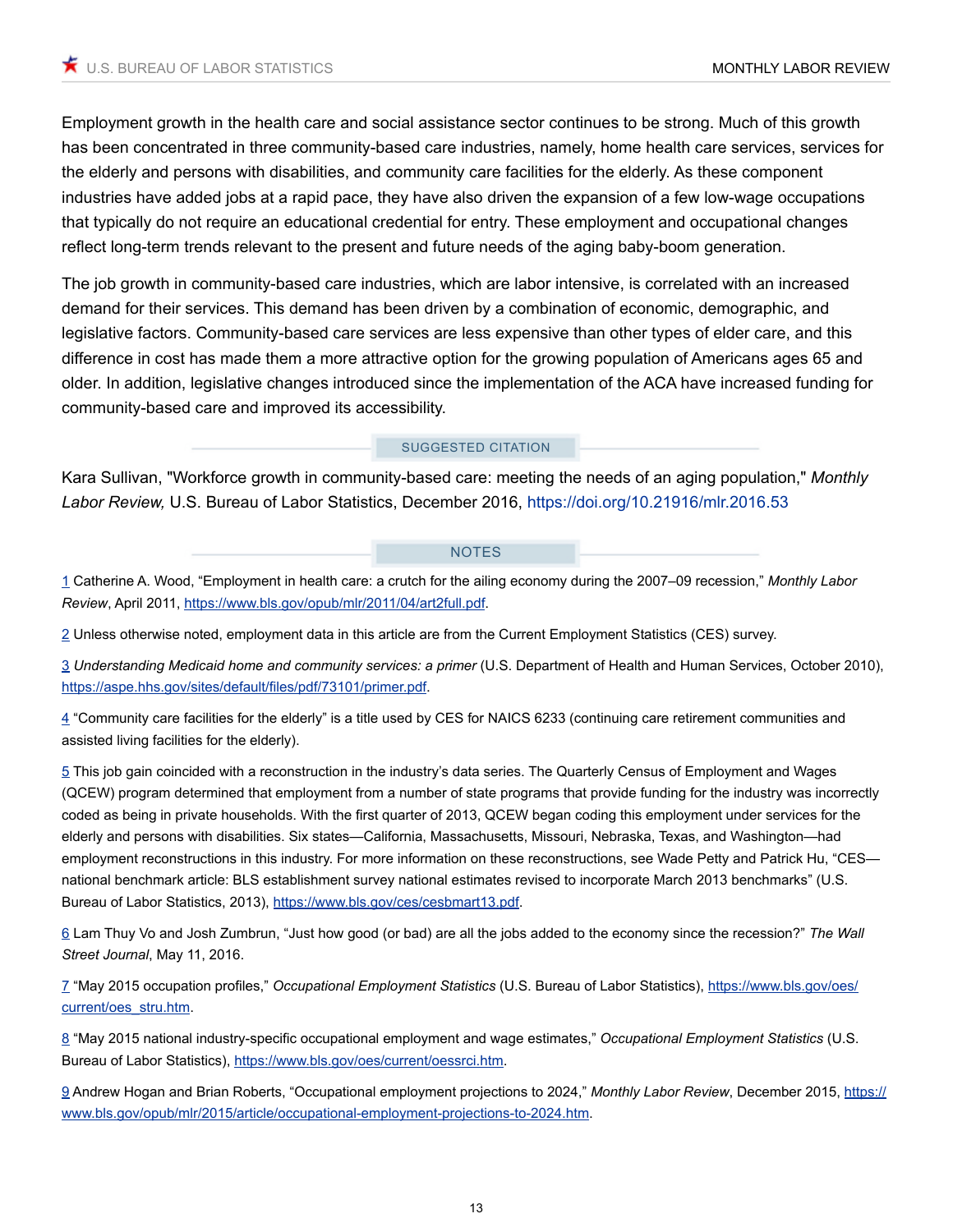Employment growth in the health care and social assistance sector continues to be strong. Much of this growth has been concentrated in three community-based care industries, namely, home health care services, services for the elderly and persons with disabilities, and community care facilities for the elderly. As these component industries have added jobs at a rapid pace, they have also driven the expansion of a few low-wage occupations that typically do not require an educational credential for entry. These employment and occupational changes reflect long-term trends relevant to the present and future needs of the aging baby-boom generation.

The job growth in community-based care industries, which are labor intensive, is correlated with an increased demand for their services. This demand has been driven by a combination of economic, demographic, and legislative factors. Community-based care services are less expensive than other types of elder care, and this difference in cost has made them a more attractive option for the growing population of Americans ages 65 and older. In addition, legislative changes introduced since the implementation of the ACA have increased funding for community-based care and improved its accessibility.

## SUGGESTED CITATION

Kara Sullivan, "Workforce growth in community-based care: meeting the needs of an aging population," *Monthly Labor Review,* U.S. Bureau of Labor Statistics, December 2016, https://doi.org/10.21916/mlr.2016.53

## NOTES

1 Catherine A. Wood, "Employment in health care: a crutch for the ailing economy during the 2007–09 recession," *Monthly Labor Review*, April 2011, https://www.bls.gov/opub/mlr/2011/04/art2full.pdf.

2 Unless otherwise noted, employment data in this article are from the Current Employment Statistics (CES) survey.

3 *Understanding Medicaid home and community services: a primer* (U.S. Department of Health and Human Services, October 2010), https://aspe.hhs.gov/sites/default/files/pdf/73101/primer.pdf.

4 "Community care facilities for the elderly" is a title used by CES for NAICS 6233 (continuing care retirement communities and assisted living facilities for the elderly).

5 This job gain coincided with a reconstruction in the industry's data series. The Quarterly Census of Employment and Wages (QCEW) program determined that employment from a number of state programs that provide funding for the industry was incorrectly coded as being in private households. With the first quarter of 2013, QCEW began coding this employment under services for the elderly and persons with disabilities. Six states—California, Massachusetts, Missouri, Nebraska, Texas, and Washington—had employment reconstructions in this industry. For more information on these reconstructions, see Wade Petty and Patrick Hu, "CES—national benchmark article: BLS establishment survey national estimates revised to incorporate March 2013 benchmarks" (U.S. Bureau of Labor Statistics, 2013), https://www.bls.gov/ces/cesbmart13.pdf.

6 Lam Thuy Vo and Josh Zumbrun, "Just how good (or bad) are all the jobs added to the economy since the recession?" *The Wall Street Journal*, May 11, 2016.

7 "May 2015 occupation profiles," *Occupational Employment Statistics* (U.S. Bureau of Labor Statistics), https://www.bls.gov/oes/current/oes_stru.htm.

8 "May 2015 national industry-specific occupational employment and wage estimates," *Occupational Employment Statistics* (U.S. Bureau of Labor Statistics), https://www.bls.gov/oes/current/oessrci.htm.

9 Andrew Hogan and Brian Roberts, "Occupational employment projections to 2024," *Monthly Labor Review*, December 2015, https://www.bls.gov/opub/mlr/2015/article/occupational-employment-projections-to-2024.htm.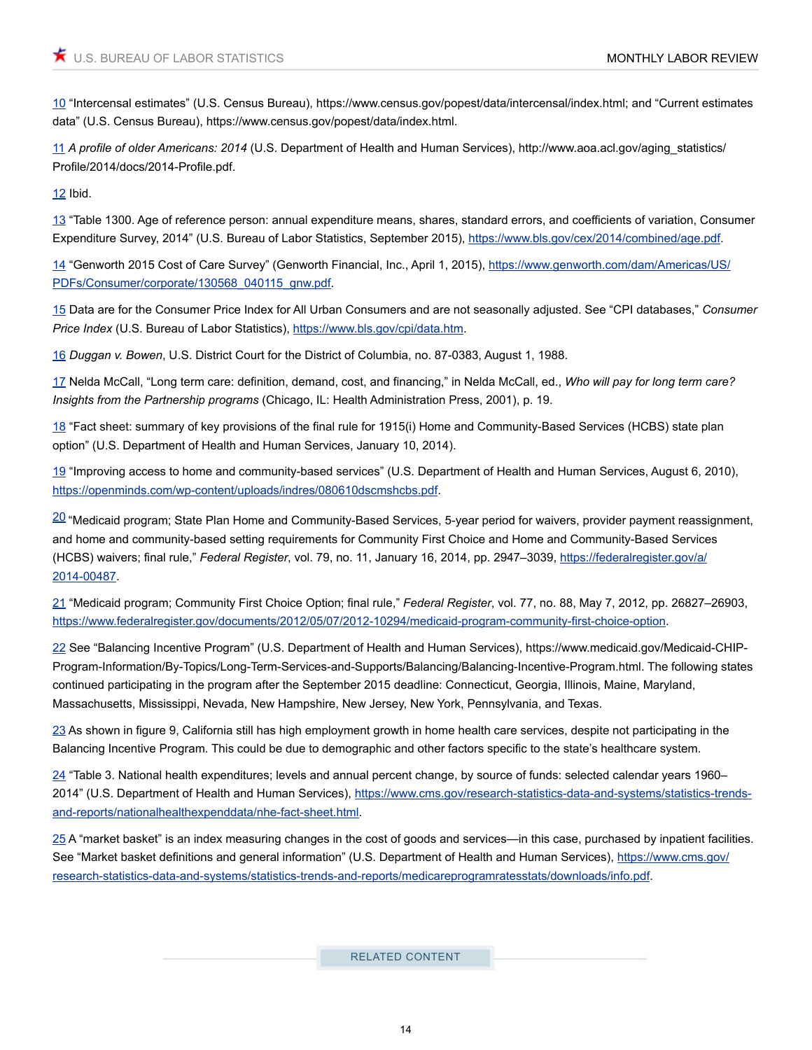10 “Intercensal estimates” (U.S. Census Bureau), https://www.census.gov/popest/data/intercensal/index.html; and “Current estimates data” (U.S. Census Bureau), https://www.census.gov/popest/data/index.html.

11 *A profile of older Americans: 2014* (U.S. Department of Health and Human Services), http://www.aoa.acl.gov/aging_statistics/Profile/2014/docs/2014-Profile.pdf.

12 Ibid.

13 “Table 1300. Age of reference person: annual expenditure means, shares, standard errors, and coefficients of variation, Consumer Expenditure Survey, 2014” (U.S. Bureau of Labor Statistics, September 2015), https://www.bls.gov/cex/2014/combined/age.pdf.

14 “Genworth 2015 Cost of Care Survey” (Genworth Financial, Inc., April 1, 2015), https://www.genworth.com/dam/Americas/US/PDFs/Consumer/corporate/130568_040115_gnw.pdf.

15 Data are for the Consumer Price Index for All Urban Consumers and are not seasonally adjusted. See “CPI databases,” *Consumer Price Index* (U.S. Bureau of Labor Statistics), https://www.bls.gov/cpi/data.htm.

16 *Duggan v. Bowen*, U.S. District Court for the District of Columbia, no. 87-0383, August 1, 1988.

17 Nelda McCall, “Long term care: definition, demand, cost, and financing,” in Nelda McCall, ed., *Who will pay for long term care? Insights from the Partnership programs* (Chicago, IL: Health Administration Press, 2001), p. 19.

18 “Fact sheet: summary of key provisions of the final rule for 1915(i) Home and Community-Based Services (HCBS) state plan option” (U.S. Department of Health and Human Services, January 10, 2014).

19 “Improving access to home and community-based services” (U.S. Department of Health and Human Services, August 6, 2010), https://openminds.com/wp-content/uploads/indres/080610dscmshcbs.pdf.

20 “Medicaid program; State Plan Home and Community-Based Services, 5-year period for waivers, provider payment reassignment, and home and community-based setting requirements for Community First Choice and Home and Community-Based Services (HCBS) waivers; final rule,” *Federal Register*, vol. 79, no. 11, January 16, 2014, pp. 2947–3039, https://federalregister.gov/a/2014-00487.

21 “Medicaid program; Community First Choice Option; final rule,” *Federal Register*, vol. 77, no. 88, May 7, 2012, pp. 26827–26903, https://www.federalregister.gov/documents/2012/05/07/2012-10294/medicaid-program-community-first-choice-option.

22 See “Balancing Incentive Program” (U.S. Department of Health and Human Services), https://www.medicaid.gov/Medicaid-CHIP-Program-Information/By-Topics/Long-Term-Services-and-Supports/Balancing/Balancing-Incentive-Program.html. The following states continued participating in the program after the September 2015 deadline: Connecticut, Georgia, Illinois, Maine, Maryland, Massachusetts, Mississippi, Nevada, New Hampshire, New Jersey, New York, Pennsylvania, and Texas.

23 As shown in figure 9, California still has high employment growth in home health care services, despite not participating in the Balancing Incentive Program. This could be due to demographic and other factors specific to the state’s healthcare system.

24 “Table 3. National health expenditures; levels and annual percent change, by source of funds: selected calendar years 1960–2014” (U.S. Department of Health and Human Services), https://www.cms.gov/research-statistics-data-and-systems/statistics-trends-and-reports/nationalhealthexpenddata/nhe-fact-sheet.html.

25 A “market basket” is an index measuring changes in the cost of goods and services—in this case, purchased by inpatient facilities. See “Market basket definitions and general information” (U.S. Department of Health and Human Services), https://www.cms.gov/research-statistics-data-and-systems/statistics-trends-and-reports/medicareprogramratesstats/downloads/info.pdf.

RELATED CONTENT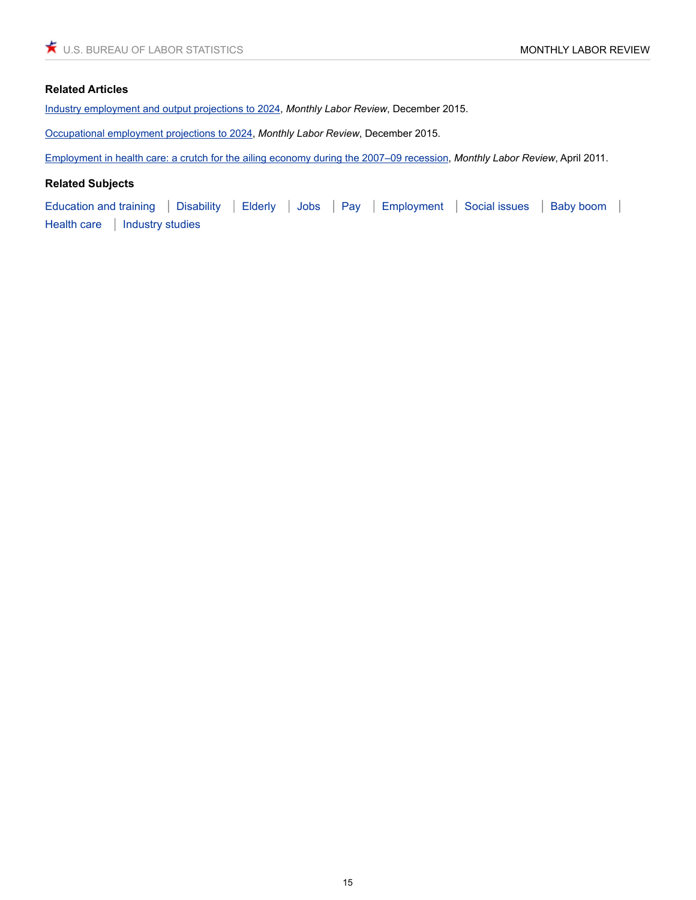**Related Articles**

Industry employment and output projections to 2024, *Monthly Labor Review*, December 2015.

Occupational employment projections to 2024, *Monthly Labor Review*, December 2015.

Employment in health care: a crutch for the ailing economy during the 2007–09 recession, *Monthly Labor Review*, April 2011.

**Related Subjects**

Education and training | Disability | Elderly | Jobs | Pay | Employment | Social issues | Baby boom | Health care | Industry studies